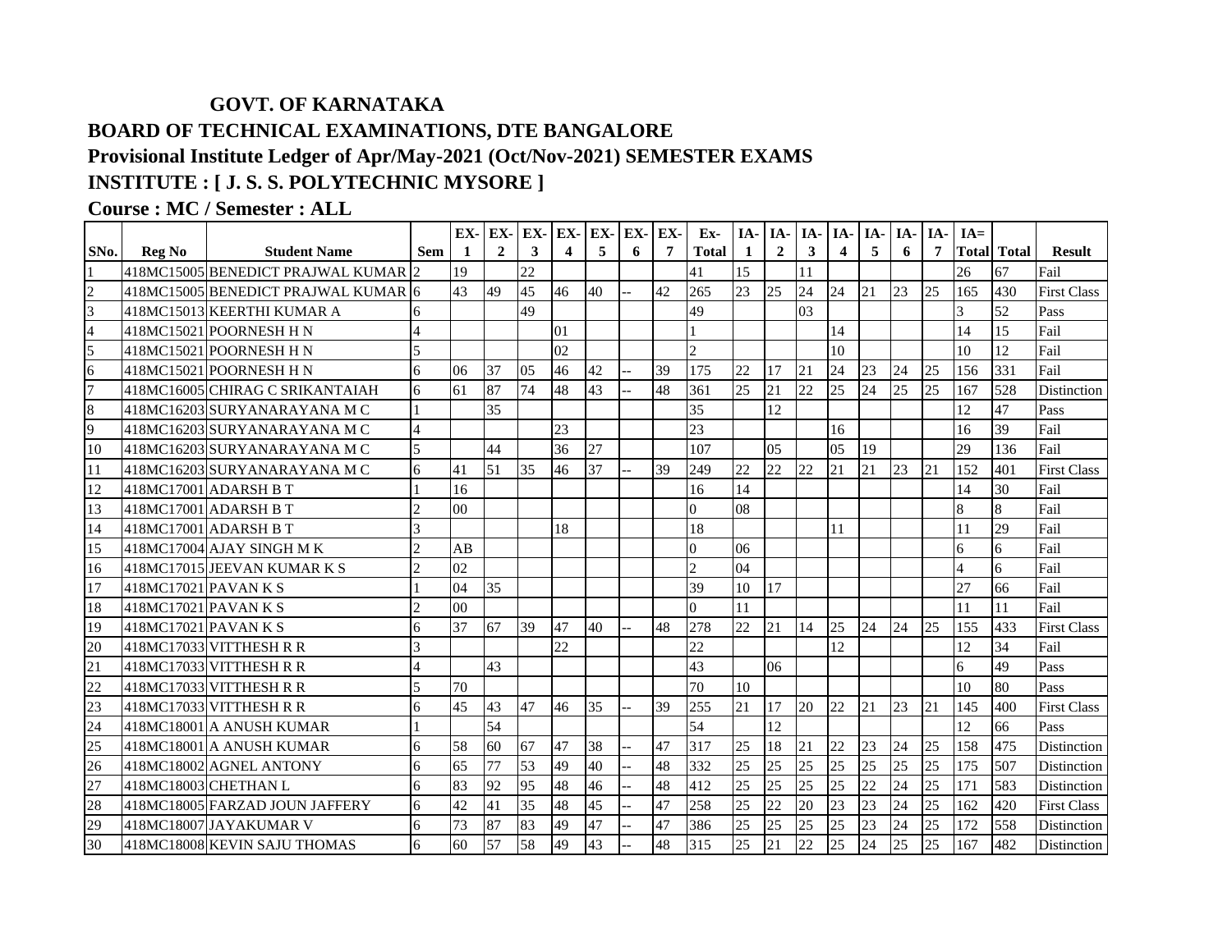**GOVT. OF KARNATAKA**

**BOARD OF TECHNICAL EXAMINATIONS, DTE BANGALORE**

**Provisional Institute Ledger of Apr/May-2021 (Oct/Nov-2021) SEMESTER EXAMS**

**INSTITUTE : [ J. S. S. POLYTECHNIC MYSORE ]**

**Course : MC / Semester : ALL**

| SNo. | Reg No | Student Name | Sem | EX-1 | EX-2 | EX-3 | EX-4 | EX-5 | EX-6 | EX-7 | Ex-Total | IA-1 | IA-2 | IA-3 | IA-4 | IA-5 | IA-6 | IA-7 | IA=Total | Total | Result |
|---|---|---|---|---|---|---|---|---|---|---|---|---|---|---|---|---|---|---|---|---|---|
| 1 | 418MC15005 | BENEDICT PRAJWAL KUMAR | 2 | 19 | | 22 | | | | | 41 | 15 | | 11 | | | | | 26 | 67 | Fail |
| 2 | 418MC15005 | BENEDICT PRAJWAL KUMAR | 6 | 43 | 49 | 45 | 46 | 40 | -- | 42 | 265 | 23 | 25 | 24 | 24 | 21 | 23 | 25 | 165 | 430 | First Class |
| 3 | 418MC15013 | KEERTHI KUMAR A | 6 | | | 49 | | | | | 49 | | | 03 | | | | | 3 | 52 | Pass |
| 4 | 418MC15021 | POORNESH H N | 4 | | | | 01 | | | | 1 | | | | 14 | | | | 14 | 15 | Fail |
| 5 | 418MC15021 | POORNESH H N | 5 | | | | 02 | | | | 2 | | | | 10 | | | | 10 | 12 | Fail |
| 6 | 418MC15021 | POORNESH H N | 6 | 06 | 37 | 05 | 46 | 42 | -- | 39 | 175 | 22 | 17 | 21 | 24 | 23 | 24 | 25 | 156 | 331 | Fail |
| 7 | 418MC16005 | CHIRAG C SRIKANTAIAH | 6 | 61 | 87 | 74 | 48 | 43 | -- | 48 | 361 | 25 | 21 | 22 | 25 | 24 | 25 | 25 | 167 | 528 | Distinction |
| 8 | 418MC16203 | SURYANARAYANA M C | 1 | | 35 | | | | | | 35 | | 12 | | | | | | 12 | 47 | Pass |
| 9 | 418MC16203 | SURYANARAYANA M C | 4 | | | | 23 | | | | 23 | | | | 16 | | | | 16 | 39 | Fail |
| 10 | 418MC16203 | SURYANARAYANA M C | 5 | | 44 | | 36 | 27 | | | 107 | | 05 | | 05 | 19 | | | 29 | 136 | Fail |
| 11 | 418MC16203 | SURYANARAYANA M C | 6 | 41 | 51 | 35 | 46 | 37 | -- | 39 | 249 | 22 | 22 | 22 | 21 | 21 | 23 | 21 | 152 | 401 | First Class |
| 12 | 418MC17001 | ADARSH B T | 1 | 16 | | | | | | | 16 | 14 | | | | | | | 14 | 30 | Fail |
| 13 | 418MC17001 | ADARSH B T | 2 | 00 | | | | | | | 0 | 08 | | | | | | | 8 | 8 | Fail |
| 14 | 418MC17001 | ADARSH B T | 3 | | | | 18 | | | | 18 | | | | 11 | | | | 11 | 29 | Fail |
| 15 | 418MC17004 | AJAY SINGH M K | 2 | AB | | | | | | | 0 | 06 | | | | | | | 6 | 6 | Fail |
| 16 | 418MC17015 | JEEVAN KUMAR K S | 2 | 02 | | | | | | | 2 | 04 | | | | | | | 4 | 6 | Fail |
| 17 | 418MC17021 | PAVAN K S | 1 | 04 | 35 | | | | | | 39 | 10 | 17 | | | | | | 27 | 66 | Fail |
| 18 | 418MC17021 | PAVAN K S | 2 | 00 | | | | | | | 0 | 11 | | | | | | | 11 | 11 | Fail |
| 19 | 418MC17021 | PAVAN K S | 6 | 37 | 67 | 39 | 47 | 40 | -- | 48 | 278 | 22 | 21 | 14 | 25 | 24 | 24 | 25 | 155 | 433 | First Class |
| 20 | 418MC17033 | VITTHESH R R | 3 | | | | 22 | | | | 22 | | | | 12 | | | | 12 | 34 | Fail |
| 21 | 418MC17033 | VITTHESH R R | 4 | | 43 | | | | | | 43 | | 06 | | | | | | 6 | 49 | Pass |
| 22 | 418MC17033 | VITTHESH R R | 5 | 70 | | | | | | | 70 | 10 | | | | | | | 10 | 80 | Pass |
| 23 | 418MC17033 | VITTHESH R R | 6 | 45 | 43 | 47 | 46 | 35 | -- | 39 | 255 | 21 | 17 | 20 | 22 | 21 | 23 | 21 | 145 | 400 | First Class |
| 24 | 418MC18001 | A ANUSH KUMAR | 1 | | 54 | | | | | | 54 | | 12 | | | | | | 12 | 66 | Pass |
| 25 | 418MC18001 | A ANUSH KUMAR | 6 | 58 | 60 | 67 | 47 | 38 | -- | 47 | 317 | 25 | 18 | 21 | 22 | 23 | 24 | 25 | 158 | 475 | Distinction |
| 26 | 418MC18002 | AGNEL ANTONY | 6 | 65 | 77 | 53 | 49 | 40 | -- | 48 | 332 | 25 | 25 | 25 | 25 | 25 | 25 | 25 | 175 | 507 | Distinction |
| 27 | 418MC18003 | CHETHAN L | 6 | 83 | 92 | 95 | 48 | 46 | -- | 48 | 412 | 25 | 25 | 25 | 25 | 22 | 24 | 25 | 171 | 583 | Distinction |
| 28 | 418MC18005 | FARZAD JOUN JAFFERY | 6 | 42 | 41 | 35 | 48 | 45 | -- | 47 | 258 | 25 | 22 | 20 | 23 | 23 | 24 | 25 | 162 | 420 | First Class |
| 29 | 418MC18007 | JAYAKUMAR V | 6 | 73 | 87 | 83 | 49 | 47 | -- | 47 | 386 | 25 | 25 | 25 | 25 | 23 | 24 | 25 | 172 | 558 | Distinction |
| 30 | 418MC18008 | KEVIN SAJU THOMAS | 6 | 60 | 57 | 58 | 49 | 43 | -- | 48 | 315 | 25 | 21 | 22 | 25 | 24 | 25 | 25 | 167 | 482 | Distinction |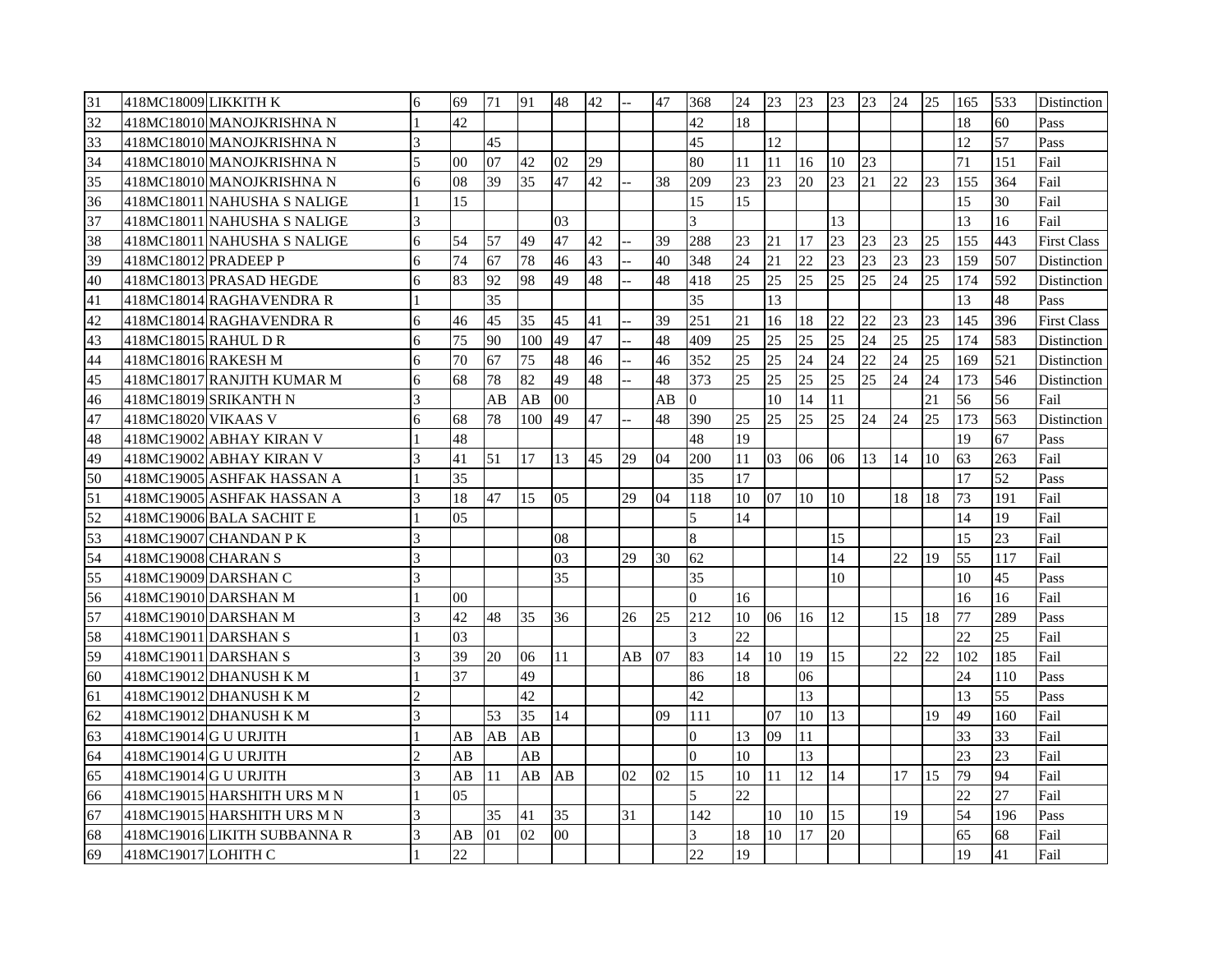| | | | | | | | | | | | | | | | | | | | | | |
|---|---|---|---|---|---|---|---|---|---|---|---|---|---|---|---|---|---|---|---|---|---|
| 31 | 418MC18009 | LIKKITH K | 6 | 69 | 71 | 91 | 48 | 42 | -- | 47 | 368 | 24 | 23 | 23 | 23 | 23 | 24 | 25 | 165 | 533 | Distinction |
| 32 | 418MC18010 | MANOJKRISHNA N | 1 | 42 | | | | | | | 42 | 18 | | | | | | | 18 | 60 | Pass |
| 33 | 418MC18010 | MANOJKRISHNA N | 3 | | 45 | | | | | | 45 | | 12 | | | | | | 12 | 57 | Pass |
| 34 | 418MC18010 | MANOJKRISHNA N | 5 | 00 | 07 | 42 | 02 | 29 | | | 80 | 11 | 11 | 16 | 10 | 23 | | | 71 | 151 | Fail |
| 35 | 418MC18010 | MANOJKRISHNA N | 6 | 08 | 39 | 35 | 47 | 42 | -- | 38 | 209 | 23 | 23 | 20 | 23 | 21 | 22 | 23 | 155 | 364 | Fail |
| 36 | 418MC18011 | NAHUSHA S NALIGE | 1 | 15 | | | | | | | 15 | 15 | | | | | | | 15 | 30 | Fail |
| 37 | 418MC18011 | NAHUSHA S NALIGE | 3 | | | | 03 | | | | 3 | | | | 13 | | | | 13 | 16 | Fail |
| 38 | 418MC18011 | NAHUSHA S NALIGE | 6 | 54 | 57 | 49 | 47 | 42 | -- | 39 | 288 | 23 | 21 | 17 | 23 | 23 | 23 | 25 | 155 | 443 | First Class |
| 39 | 418MC18012 | PRADEEP P | 6 | 74 | 67 | 78 | 46 | 43 | -- | 40 | 348 | 24 | 21 | 22 | 23 | 23 | 23 | 23 | 159 | 507 | Distinction |
| 40 | 418MC18013 | PRASAD HEGDE | 6 | 83 | 92 | 98 | 49 | 48 | -- | 48 | 418 | 25 | 25 | 25 | 25 | 25 | 24 | 25 | 174 | 592 | Distinction |
| 41 | 418MC18014 | RAGHAVENDRA R | 1 | | 35 | | | | | | 35 | | 13 | | | | | | 13 | 48 | Pass |
| 42 | 418MC18014 | RAGHAVENDRA R | 6 | 46 | 45 | 35 | 45 | 41 | -- | 39 | 251 | 21 | 16 | 18 | 22 | 22 | 23 | 23 | 145 | 396 | First Class |
| 43 | 418MC18015 | RAHUL D R | 6 | 75 | 90 | 100 | 49 | 47 | -- | 48 | 409 | 25 | 25 | 25 | 25 | 24 | 25 | 25 | 174 | 583 | Distinction |
| 44 | 418MC18016 | RAKESH M | 6 | 70 | 67 | 75 | 48 | 46 | -- | 46 | 352 | 25 | 25 | 24 | 24 | 22 | 24 | 25 | 169 | 521 | Distinction |
| 45 | 418MC18017 | RANJITH KUMAR M | 6 | 68 | 78 | 82 | 49 | 48 | -- | 48 | 373 | 25 | 25 | 25 | 25 | 25 | 24 | 24 | 173 | 546 | Distinction |
| 46 | 418MC18019 | SRIKANTH N | 3 | | AB | AB | 00 | | | AB | 0 | | 10 | 14 | 11 | | | 21 | 56 | 56 | Fail |
| 47 | 418MC18020 | VIKAAS V | 6 | 68 | 78 | 100 | 49 | 47 | -- | 48 | 390 | 25 | 25 | 25 | 25 | 24 | 24 | 25 | 173 | 563 | Distinction |
| 48 | 418MC19002 | ABHAY KIRAN V | 1 | 48 | | | | | | | 48 | 19 | | | | | | | 19 | 67 | Pass |
| 49 | 418MC19002 | ABHAY KIRAN V | 3 | 41 | 51 | 17 | 13 | 45 | 29 | 04 | 200 | 11 | 03 | 06 | 06 | 13 | 14 | 10 | 63 | 263 | Fail |
| 50 | 418MC19005 | ASHFAK HASSAN A | 1 | 35 | | | | | | | 35 | 17 | | | | | | | 17 | 52 | Pass |
| 51 | 418MC19005 | ASHFAK HASSAN A | 3 | 18 | 47 | 15 | 05 | | 29 | 04 | 118 | 10 | 07 | 10 | 10 | | 18 | 18 | 73 | 191 | Fail |
| 52 | 418MC19006 | BALA SACHIT E | 1 | 05 | | | | | | | 5 | 14 | | | | | | | 14 | 19 | Fail |
| 53 | 418MC19007 | CHANDAN P K | 3 | | | | 08 | | | | 8 | | | | 15 | | | | 15 | 23 | Fail |
| 54 | 418MC19008 | CHARAN S | 3 | | | | 03 | | 29 | 30 | 62 | | | | 14 | | 22 | 19 | 55 | 117 | Fail |
| 55 | 418MC19009 | DARSHAN C | 3 | | | | 35 | | | | 35 | | | | 10 | | | | 10 | 45 | Pass |
| 56 | 418MC19010 | DARSHAN M | 1 | 00 | | | | | | | 0 | 16 | | | | | | | 16 | 16 | Fail |
| 57 | 418MC19010 | DARSHAN M | 3 | 42 | 48 | 35 | 36 | | 26 | 25 | 212 | 10 | 06 | 16 | 12 | | 15 | 18 | 77 | 289 | Pass |
| 58 | 418MC19011 | DARSHAN S | 1 | 03 | | | | | | | 3 | 22 | | | | | | | 22 | 25 | Fail |
| 59 | 418MC19011 | DARSHAN S | 3 | 39 | 20 | 06 | 11 | | AB | 07 | 83 | 14 | 10 | 19 | 15 | | 22 | 22 | 102 | 185 | Fail |
| 60 | 418MC19012 | DHANUSH K M | 1 | 37 | | 49 | | | | | 86 | 18 | | 06 | | | | | 24 | 110 | Pass |
| 61 | 418MC19012 | DHANUSH K M | 2 | | | 42 | | | | | 42 | | | 13 | | | | | 13 | 55 | Pass |
| 62 | 418MC19012 | DHANUSH K M | 3 | | 53 | 35 | 14 | | | 09 | 111 | | 07 | 10 | 13 | | | 19 | 49 | 160 | Fail |
| 63 | 418MC19014 | G U URJITH | 1 | AB | AB | AB | | | | | 0 | 13 | 09 | 11 | | | | | 33 | 33 | Fail |
| 64 | 418MC19014 | G U URJITH | 2 | AB | | AB | | | | | 0 | 10 | | 13 | | | | | 23 | 23 | Fail |
| 65 | 418MC19014 | G U URJITH | 3 | AB | 11 | AB | AB | | 02 | 02 | 15 | 10 | 11 | 12 | 14 | | 17 | 15 | 79 | 94 | Fail |
| 66 | 418MC19015 | HARSHITH URS M N | 1 | 05 | | | | | | | 5 | 22 | | | | | | | 22 | 27 | Fail |
| 67 | 418MC19015 | HARSHITH URS M N | 3 | | 35 | 41 | 35 | | 31 | | 142 | | 10 | 10 | 15 | | 19 | | 54 | 196 | Pass |
| 68 | 418MC19016 | LIKITH SUBBANNA R | 3 | AB | 01 | 02 | 00 | | | | 3 | 18 | 10 | 17 | 20 | | | | 65 | 68 | Fail |
| 69 | 418MC19017 | LOHITH C | 1 | 22 | | | | | | | 22 | 19 | | | | | | | 19 | 41 | Fail |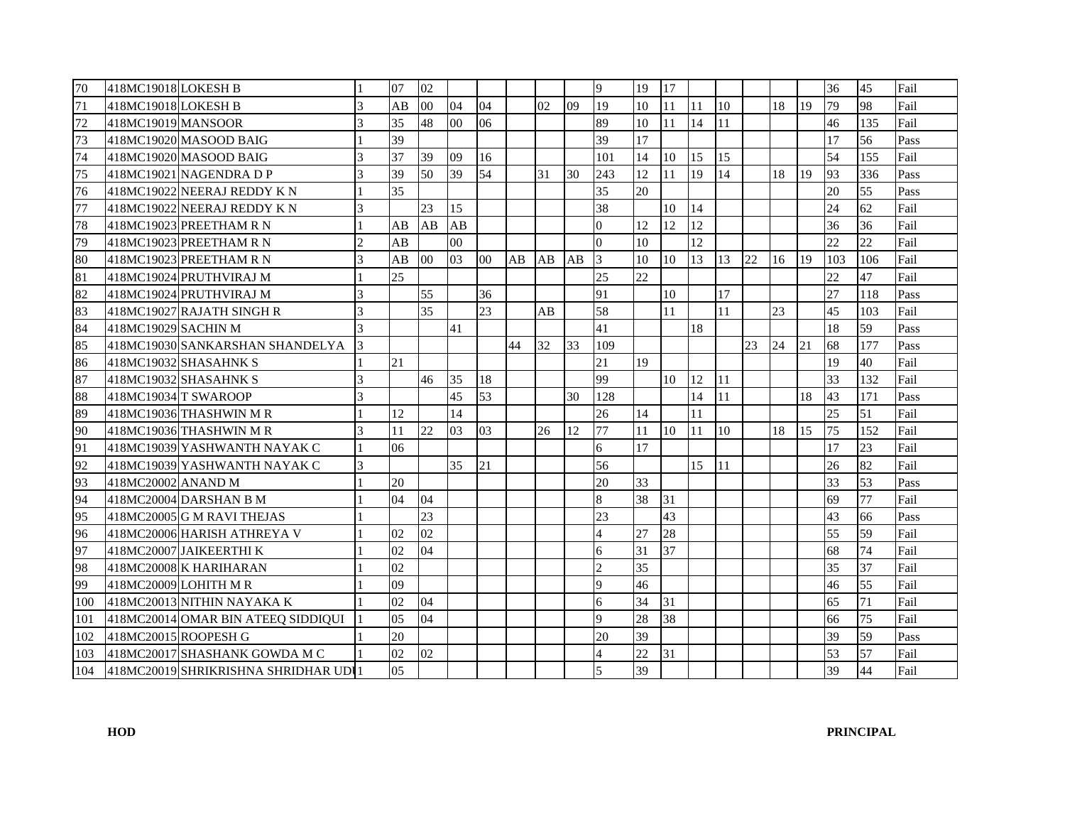| | | | | | | | | | | | | | | | | | | | | | |
|---|---|---|---|---|---|---|---|---|---|---|---|---|---|---|---|---|---|---|---|---|---|
| 70 | 418MC19018 | LOKESH B | 1 | 07 | 02 | | | | | | 9 | 19 | 17 | | | | | | 36 | 45 | Fail |
| 71 | 418MC19018 | LOKESH B | 3 | AB | 00 | 04 | 04 | | 02 | 09 | 19 | 10 | 11 | 11 | 10 | | 18 | 19 | 79 | 98 | Fail |
| 72 | 418MC19019 | MANSOOR | 3 | 35 | 48 | 00 | 06 | | | | 89 | 10 | 11 | 14 | 11 | | | | 46 | 135 | Fail |
| 73 | 418MC19020 | MASOOD BAIG | 1 | 39 | | | | | | | 39 | 17 | | | | | | | 17 | 56 | Pass |
| 74 | 418MC19020 | MASOOD BAIG | 3 | 37 | 39 | 09 | 16 | | | | 101 | 14 | 10 | 15 | 15 | | | | 54 | 155 | Fail |
| 75 | 418MC19021 | NAGENDRA D P | 3 | 39 | 50 | 39 | 54 | | 31 | 30 | 243 | 12 | 11 | 19 | 14 | | 18 | 19 | 93 | 336 | Pass |
| 76 | 418MC19022 | NEERAJ REDDY K N | 1 | 35 | | | | | | | 35 | 20 | | | | | | | 20 | 55 | Pass |
| 77 | 418MC19022 | NEERAJ REDDY K N | 3 | | 23 | 15 | | | | | 38 | | 10 | 14 | | | | | 24 | 62 | Fail |
| 78 | 418MC19023 | PREETHAM R N | 1 | AB | AB | AB | | | | | 0 | 12 | 12 | 12 | | | | | 36 | 36 | Fail |
| 79 | 418MC19023 | PREETHAM R N | 2 | AB | | 00 | | | | | 0 | 10 | | 12 | | | | | 22 | 22 | Fail |
| 80 | 418MC19023 | PREETHAM R N | 3 | AB | 00 | 03 | 00 | AB | AB | AB | 3 | 10 | 10 | 13 | 13 | 22 | 16 | 19 | 103 | 106 | Fail |
| 81 | 418MC19024 | PRUTHVIRAJ M | 1 | 25 | | | | | | | 25 | 22 | | | | | | | 22 | 47 | Fail |
| 82 | 418MC19024 | PRUTHVIRAJ M | 3 | | 55 | | 36 | | | | 91 | | 10 | | 17 | | | | 27 | 118 | Pass |
| 83 | 418MC19027 | RAJATH SINGH R | 3 | | 35 | | 23 | | AB | | 58 | | 11 | | 11 | | 23 | | 45 | 103 | Fail |
| 84 | 418MC19029 | SACHIN M | 3 | | | 41 | | | | | 41 | | | 18 | | | | | 18 | 59 | Pass |
| 85 | 418MC19030 | SANKARSHAN SHANDELYA | 3 | | | | | 44 | 32 | 33 | 109 | | | | | 23 | 24 | 21 | 68 | 177 | Pass |
| 86 | 418MC19032 | SHASAHNK S | 1 | 21 | | | | | | | 21 | 19 | | | | | | | 19 | 40 | Fail |
| 87 | 418MC19032 | SHASAHNK S | 3 | | 46 | 35 | 18 | | | | 99 | | 10 | 12 | 11 | | | | 33 | 132 | Fail |
| 88 | 418MC19034 | T SWAROOP | 3 | | | 45 | 53 | | | 30 | 128 | | | 14 | 11 | | | 18 | 43 | 171 | Pass |
| 89 | 418MC19036 | THASHWIN M R | 1 | 12 | | 14 | | | | | 26 | 14 | | 11 | | | | | 25 | 51 | Fail |
| 90 | 418MC19036 | THASHWIN M R | 3 | 11 | 22 | 03 | 03 | | 26 | 12 | 77 | 11 | 10 | 11 | 10 | | 18 | 15 | 75 | 152 | Fail |
| 91 | 418MC19039 | YASHWANTH NAYAK C | 1 | 06 | | | | | | | 6 | 17 | | | | | | | 17 | 23 | Fail |
| 92 | 418MC19039 | YASHWANTH NAYAK C | 3 | | | 35 | 21 | | | | 56 | | | 15 | 11 | | | | 26 | 82 | Fail |
| 93 | 418MC20002 | ANAND M | 1 | 20 | | | | | | | 20 | 33 | | | | | | | 33 | 53 | Pass |
| 94 | 418MC20004 | DARSHAN B M | 1 | 04 | 04 | | | | | | 8 | 38 | 31 | | | | | | 69 | 77 | Fail |
| 95 | 418MC20005 | G M RAVI THEJAS | 1 | | 23 | | | | | | 23 | | 43 | | | | | | 43 | 66 | Pass |
| 96 | 418MC20006 | HARISH ATHREYA V | 1 | 02 | 02 | | | | | | 4 | 27 | 28 | | | | | | 55 | 59 | Fail |
| 97 | 418MC20007 | JAIKEERTHI K | 1 | 02 | 04 | | | | | | 6 | 31 | 37 | | | | | | 68 | 74 | Fail |
| 98 | 418MC20008 | K HARIHARAN | 1 | 02 | | | | | | | 2 | 35 | | | | | | | 35 | 37 | Fail |
| 99 | 418MC20009 | LOHITH M R | 1 | 09 | | | | | | | 9 | 46 | | | | | | | 46 | 55 | Fail |
| 100 | 418MC20013 | NITHIN NAYAKA K | 1 | 02 | 04 | | | | | | 6 | 34 | 31 | | | | | | 65 | 71 | Fail |
| 101 | 418MC20014 | OMAR BIN ATEEQ SIDDIQUI | 1 | 05 | 04 | | | | | | 9 | 28 | 38 | | | | | | 66 | 75 | Fail |
| 102 | 418MC20015 | ROOPESH G | 1 | 20 | | | | | | | 20 | 39 | | | | | | | 39 | 59 | Pass |
| 103 | 418MC20017 | SHASHANK GOWDA M C | 1 | 02 | 02 | | | | | | 4 | 22 | 31 | | | | | | 53 | 57 | Fail |
| 104 | 418MC20019 | SHRIKRISHNA SHRIDHAR UD | 1 | 05 | | | | | | | 5 | 39 | | | | | | | 39 | 44 | Fail |

**HOD** **PRINCIPAL**